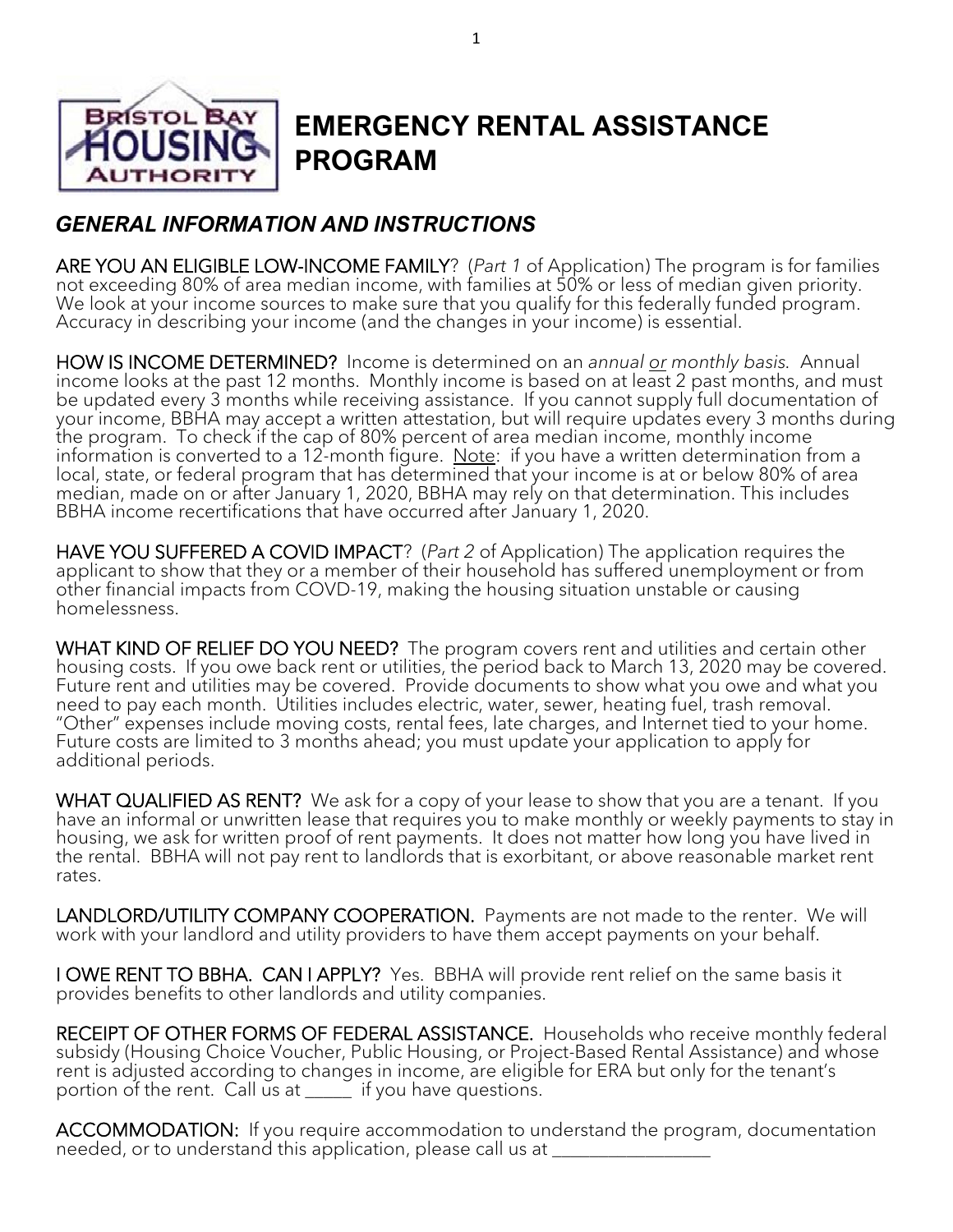# EMERGENCY RENTAL ASSISTANCE PROGRAM

## *GENERAL INFORMATION AND INSTRUCTIONS*

**ARE YOU AN ELIGIBLE LOW-INCOME FAMILY**? (*Part 1* of Application) The program is for families not exceeding 80% of area median income, with families at 50% or less of median given priority. We look at your income sources to make sure that you qualify for this federally funded program. Accuracy in describing your income (and the changes in your income) is essential.

**HOW IS INCOME DETERMINED?** Income is determined on an *annual or monthly basis*. Annual income looks at the past 12 months. Monthly income is based on at least 2 past months, and must be updated every 3 months while receiving assistance. If you cannot supply full documentation of your income, BBHA may accept a written attestation, but will require updates every 3 months during the program. To check if the cap of 80% percent of area median income, monthly income information is converted to a 12-month figure. Note: if you have a written determination from a local, state, or federal program that has determined that your income is at or below 80% of area median, made on or after January 1, 2020, BBHA may rely on that determination. This includes BBHA income recertifications that have occurred after January 1, 2020.

**HAVE YOU SUFFERED A COVID IMPACT**? (*Part 2* of Application) The application requires the applicant to show that they or a member of their household has suffered unemployment or from other financial impacts from COVD-19, making the housing situation unstable or causing homelessness.

**WHAT KIND OF RELIEF DO YOU NEED?** The program covers rent and utilities and certain other housing costs. If you owe back rent or utilities, the period back to March 13, 2020 may be covered. Future rent and utilities may be covered. Provide documents to show what you owe and what you need to pay each month. Utilities includes electric, water, sewer, heating fuel, trash removal. "Other" expenses include moving costs, rental fees, late charges, and Internet tied to your home. Future costs are limited to 3 months ahead; you must update your application to apply for additional periods.

**WHAT QUALIFIED AS RENT?** We ask for a copy of your lease to show that you are a tenant. If you have an informal or unwritten lease that requires you to make monthly or weekly payments to stay in housing, we ask for written proof of rent payments. It does not matter how long you have lived in the rental. BBHA will not pay rent to landlords that is exorbitant, or above reasonable market rent rates.

**LANDLORD/UTILITY COMPANY COOPERATION.** Payments are not made to the renter. We will work with your landlord and utility providers to have them accept payments on your behalf.

**I OWE RENT TO BBHA. CAN I APPLY?** Yes. BBHA will provide rent relief on the same basis it provides benefits to other landlords and utility companies.

**RECEIPT OF OTHER FORMS OF FEDERAL ASSISTANCE.** Households who receive monthly federal subsidy (Housing Choice Voucher, Public Housing, or Project-Based Rental Assistance) and whose rent is adjusted according to changes in income, are eligible for ERA but only for the tenant's portion of the rent. Call us at _____ if you have questions.

**ACCOMMODATION:** If you require accommodation to understand the program, documentation needed, or to understand this application, please call us at _________________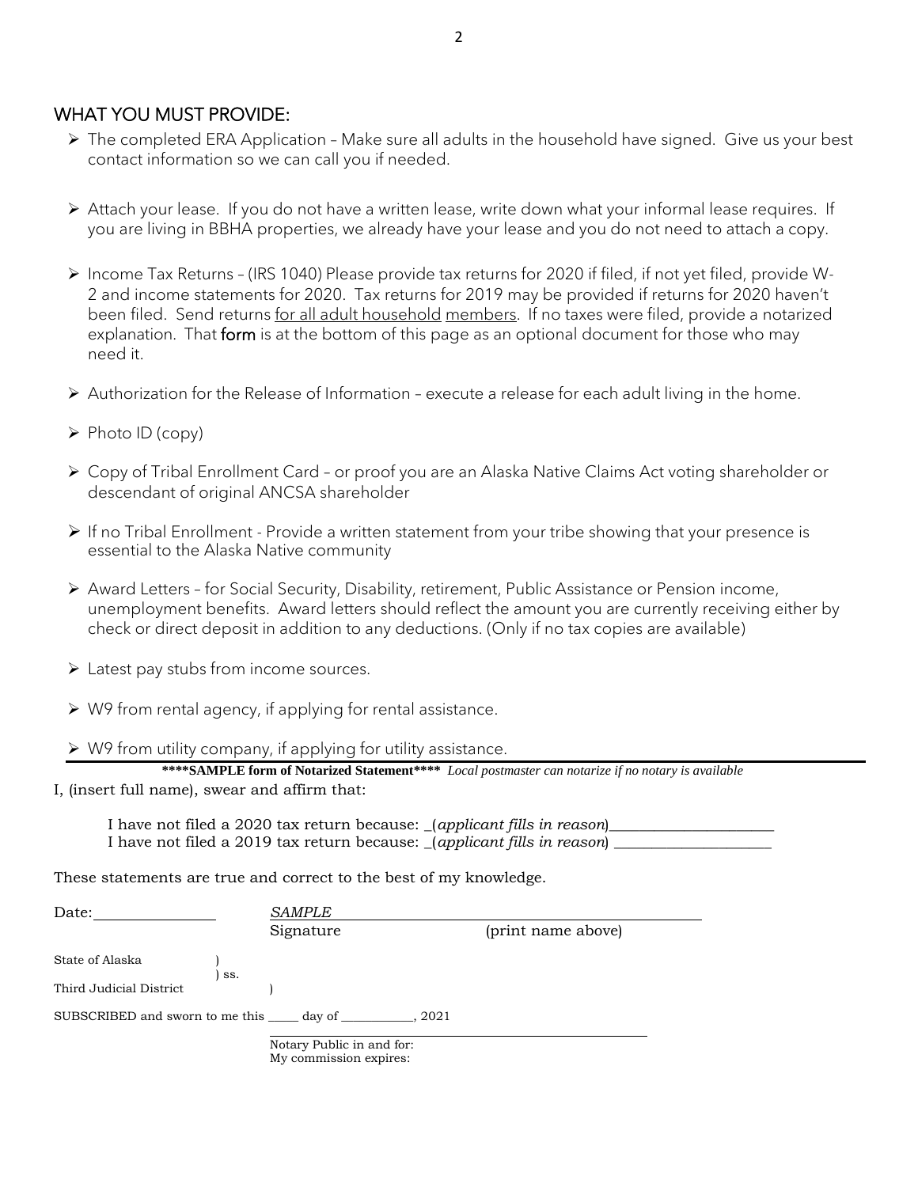## WHAT YOU MUST PROVIDE:

- The completed ERA Application – Make sure all adults in the household have signed. Give us your best contact information so we can call you if needed.
- Attach your lease. If you do not have a written lease, write down what your informal lease requires. If you are living in BBHA properties, we already have your lease and you do not need to attach a copy.
- Income Tax Returns – (IRS 1040) Please provide tax returns for 2020 if filed, if not yet filed, provide W-2 and income statements for 2020. Tax returns for 2019 may be provided if returns for 2020 haven't been filed. Send returns for all adult household members. If no taxes were filed, provide a notarized explanation. That **form** is at the bottom of this page as an optional document for those who may need it.
- Authorization for the Release of Information – execute a release for each adult living in the home.
- Photo ID (copy)
- Copy of Tribal Enrollment Card – or proof you are an Alaska Native Claims Act voting shareholder or descendant of original ANCSA shareholder
- If no Tribal Enrollment - Provide a written statement from your tribe showing that your presence is essential to the Alaska Native community
- Award Letters – for Social Security, Disability, retirement, Public Assistance or Pension income, unemployment benefits. Award letters should reflect the amount you are currently receiving either by check or direct deposit in addition to any deductions. (Only if no tax copies are available)
- Latest pay stubs from income sources.
- W9 from rental agency, if applying for rental assistance.
- W9 from utility company, if applying for utility assistance.

---

**\*\*\*\*SAMPLE form of Notarized Statement\*\*\*\*** *Local postmaster can notarize if no notary is available*

I, (insert full name), swear and affirm that:

I have not filed a 2020 tax return because: _(*applicant fills in reason*)______________________

I have not filed a 2019 tax return because: _(*applicant fills in reason*) _____________________

These statements are true and correct to the best of my knowledge.

Date:________________ *SAMPLE*______________________________________

Signature (print name above)

State of Alaska )

) ss.

Third Judicial District )

SUBSCRIBED and sworn to me this _____ day of ___________, 2021

______________________________________

Notary Public in and for:

My commission expires: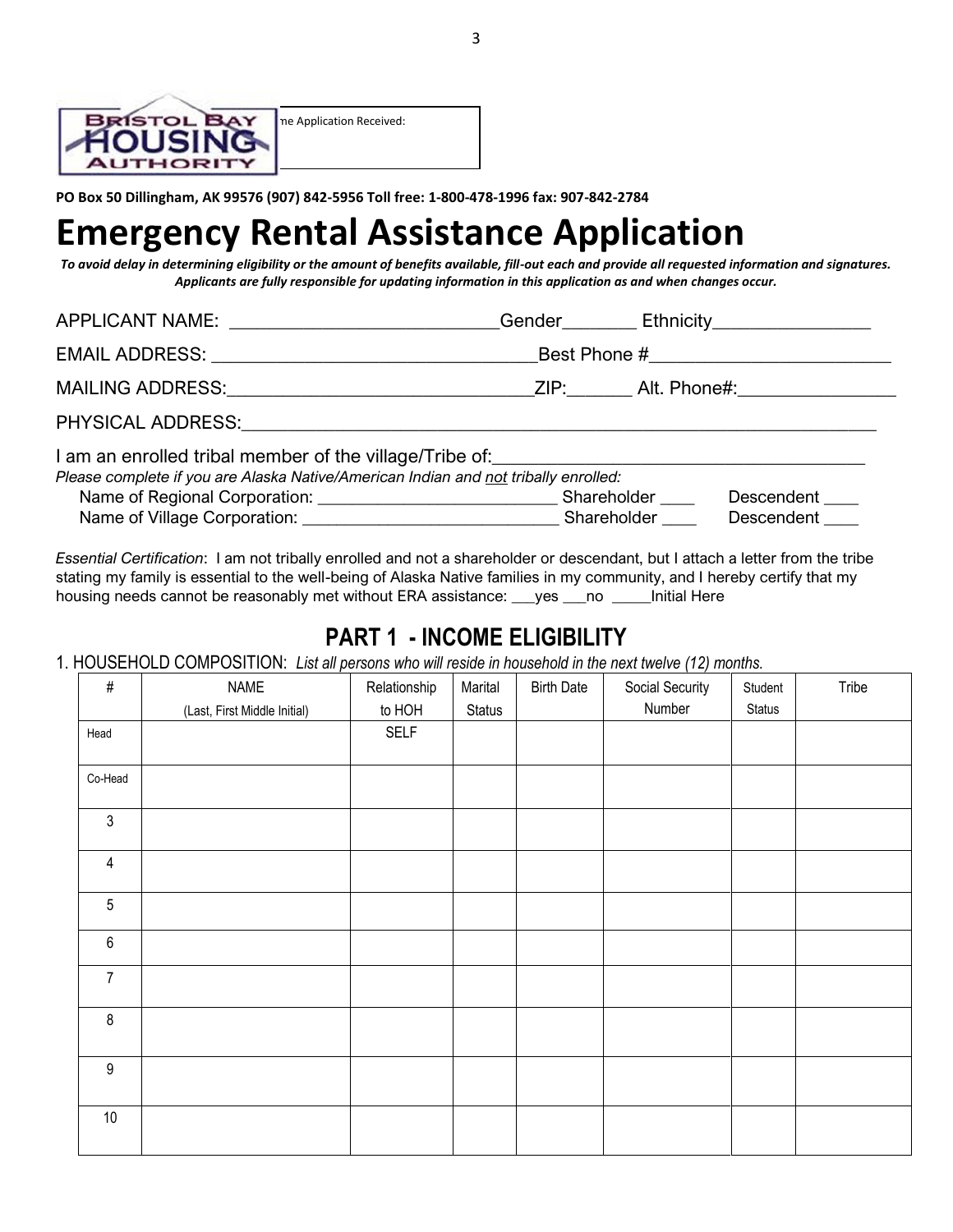Bristol Bay Housing Authority

ne Application Received:

**PO Box 50 Dillingham, AK 99576 (907) 842-5956 Toll free: 1-800-478-1996 fax: 907-842-2784**

# Emergency Rental Assistance Application

***To avoid delay in determining eligibility or the amount of benefits available, fill-out each and provide all requested information and signatures. Applicants are fully responsible for updating information in this application as and when changes occur.***

APPLICANT NAME: ___________________________Gender_______ Ethnicity________________

EMAIL ADDRESS: ________________________________Best Phone #________________________

MAILING ADDRESS:______________________________ZIP:______ Alt. Phone#:_______________

PHYSICAL ADDRESS:_________________________________________________________________

I am an enrolled tribal member of the village/Tribe of:_____________________________________

*Please complete if you are Alaska Native/American Indian and not tribally enrolled:*

Name of Regional Corporation: _________________________ Shareholder ____ Descendent ____

Name of Village Corporation: ___________________________ Shareholder ____ Descendent ____

*Essential Certification*: I am not tribally enrolled and not a shareholder or descendant, but I attach a letter from the tribe stating my family is essential to the well-being of Alaska Native families in my community, and I hereby certify that my housing needs cannot be reasonably met without ERA assistance: ___yes ___no _____Initial Here

## PART 1 - INCOME ELIGIBILITY

1. HOUSEHOLD COMPOSITION: *List all persons who will reside in household in the next twelve (12) months.*

| # | NAME (Last, First Middle Initial) | Relationship to HOH | Marital Status | Birth Date | Social Security Number | Student Status | Tribe |
|---|---|---|---|---|---|---|---|
| Head | | SELF | | | | | |
| Co-Head | | | | | | | |
| 3 | | | | | | | |
| 4 | | | | | | | |
| 5 | | | | | | | |
| 6 | | | | | | | |
| 7 | | | | | | | |
| 8 | | | | | | | |
| 9 | | | | | | | |
| 10 | | | | | | | |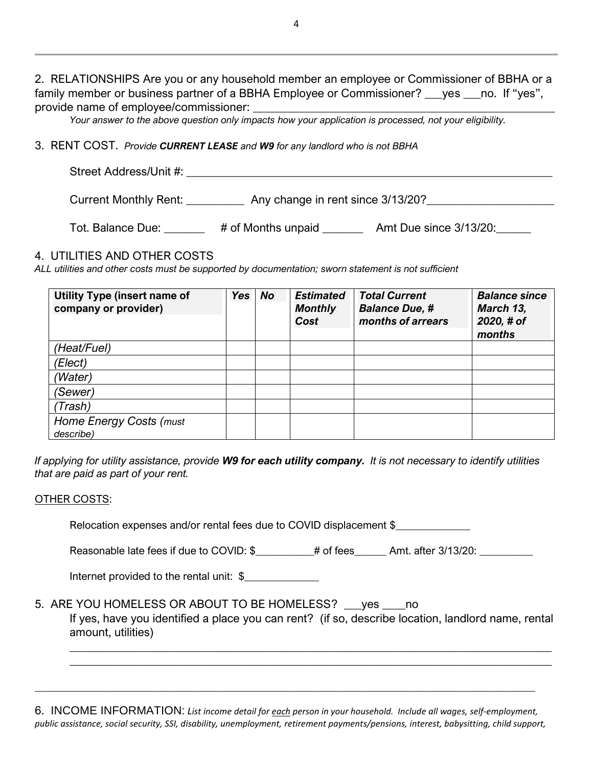2. RELATIONSHIPS Are you or any household member an employee or Commissioner of BBHA or a family member or business partner of a BBHA Employee or Commissioner? ___yes ___no. If "yes", provide name of employee/commissioner: ___________________________________________________

*Your answer to the above question only impacts how your application is processed, not your eligibility.*

3. RENT COST. *Provide **CURRENT LEASE** and **W9** for any landlord who is not BBHA*

Street Address/Unit #: ____________________________________________________________

Current Monthly Rent: _________ Any change in rent since 3/13/20?____________________

Tot. Balance Due: _______ # of Months unpaid _______ Amt Due since 3/13/20:______

4. UTILITIES AND OTHER COSTS

*ALL utilities and other costs must be supported by documentation; sworn statement is not sufficient*

| **Utility Type (insert name of company or provider)** | ***Yes*** | ***No*** | ***Estimated Monthly Cost*** | ***Total Current Balance Due, # months of arrears*** | ***Balance since March 13, 2020, # of months*** |
|---|---|---|---|---|---|
| *(Heat/Fuel)* | | | | | |
| *(Elect)* | | | | | |
| *(Water)* | | | | | |
| *(Sewer)* | | | | | |
| *(Trash)* | | | | | |
| *Home Energy Costs (must describe)* | | | | | |

*If applying for utility assistance, provide **W9 for each utility company.** It is not necessary to identify utilities that are paid as part of your rent.*

OTHER COSTS:

Relocation expenses and/or rental fees due to COVID displacement $_____________

Reasonable late fees if due to COVID: $__________# of fees______ Amt. after 3/13/20: _________

Internet provided to the rental unit: $_____________

5. ARE YOU HOMELESS OR ABOUT TO BE HOMELESS? ___yes ____no

If yes, have you identified a place you can rent? (if so, describe location, landlord name, rental amount, utilities)

______________________________________________________________________________

______________________________________________________________________________

6. INCOME INFORMATION: *List income detail for each person in your household. Include all wages, self-employment, public assistance, social security, SSI, disability, unemployment, retirement payments/pensions, interest, babysitting, child support,*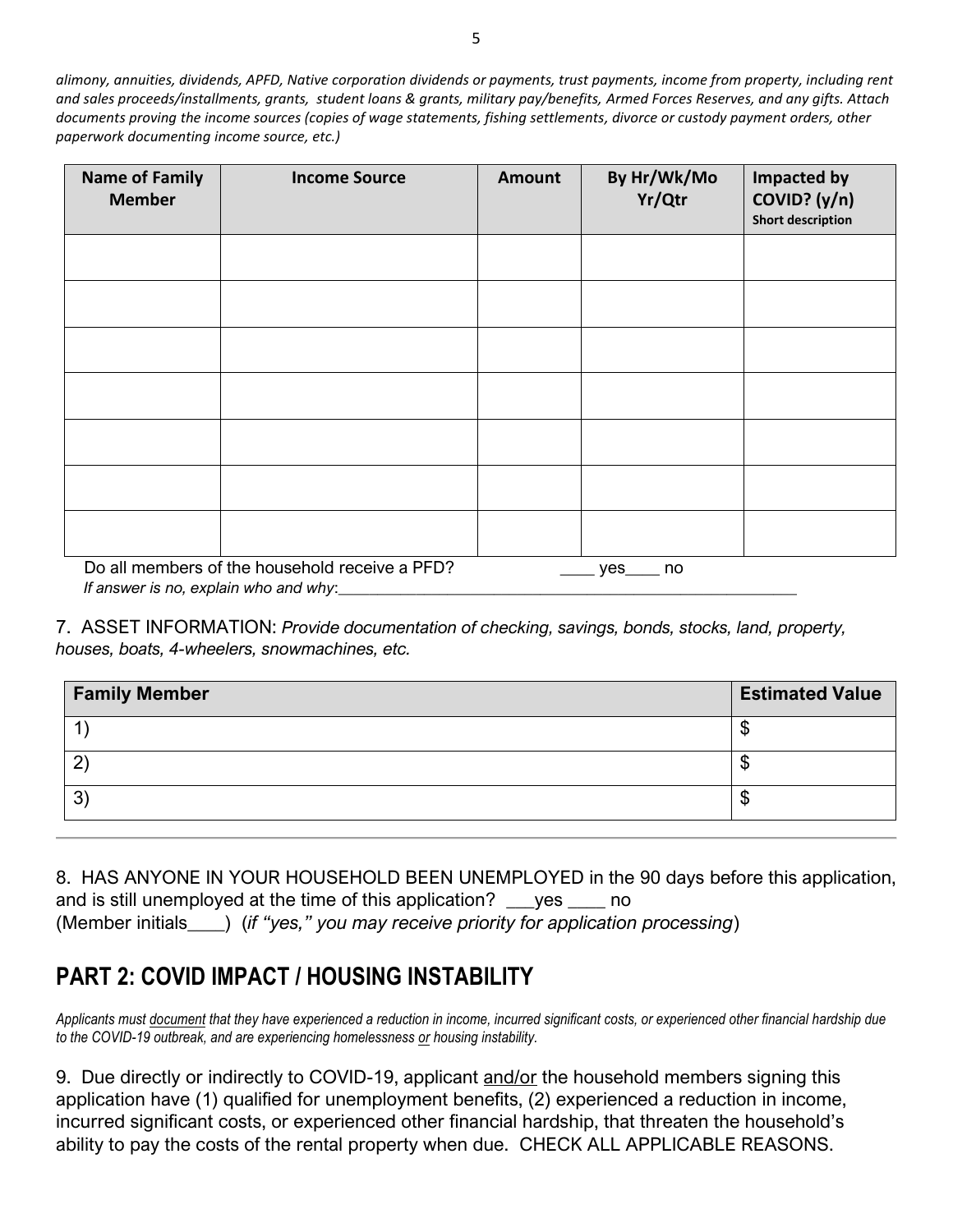*alimony, annuities, dividends, APFD, Native corporation dividends or payments, trust payments, income from property, including rent and sales proceeds/installments, grants, student loans & grants, military pay/benefits, Armed Forces Reserves, and any gifts. Attach documents proving the income sources (copies of wage statements, fishing settlements, divorce or custody payment orders, other paperwork documenting income source, etc.)*

| Name of Family Member | Income Source | Amount | By Hr/Wk/Mo Yr/Qtr | Impacted by COVID? (y/n) Short description |
|---|---|---|---|---|
| | | | | |
| | | | | |
| | | | | |
| | | | | |
| | | | | |
| | | | | |
| | | | | |

Do all members of the household receive a PFD? ____ yes____ no
*If answer is no, explain who and why*:______________________________________________________

7. ASSET INFORMATION: *Provide documentation of checking, savings, bonds, stocks, land, property, houses, boats, 4-wheelers, snowmachines, etc.*

| Family Member | Estimated Value |
|---|---|
| 1) | $ |
| 2) | $ |
| 3) | $ |

8. HAS ANYONE IN YOUR HOUSEHOLD BEEN UNEMPLOYED in the 90 days before this application, and is still unemployed at the time of this application? ___yes ____ no
(Member initials____) (*if "yes," you may receive priority for application processing*)

## PART 2: COVID IMPACT / HOUSING INSTABILITY

*Applicants must document that they have experienced a reduction in income, incurred significant costs, or experienced other financial hardship due to the COVID-19 outbreak, and are experiencing homelessness or housing instability.*

9. Due directly or indirectly to COVID-19, applicant and/or the household members signing this application have (1) qualified for unemployment benefits, (2) experienced a reduction in income, incurred significant costs, or experienced other financial hardship, that threaten the household's ability to pay the costs of the rental property when due. CHECK ALL APPLICABLE REASONS.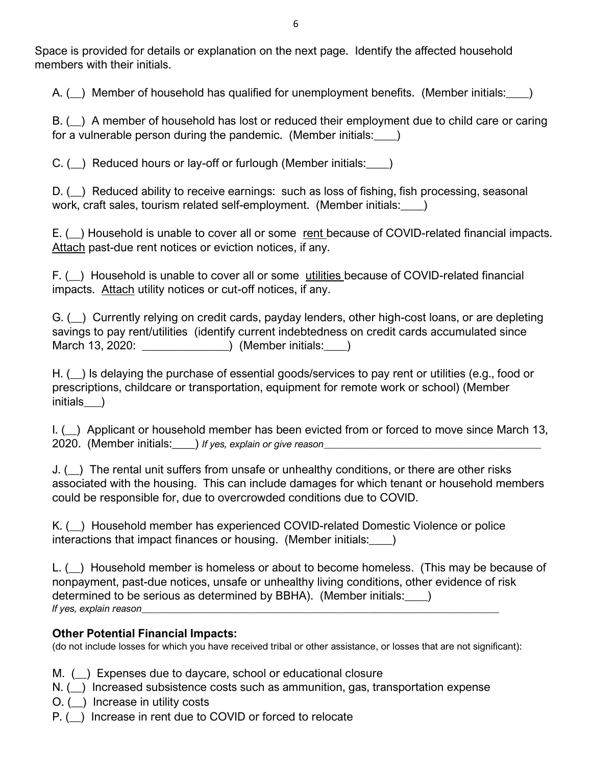Space is provided for details or explanation on the next page. Identify the affected household members with their initials.

A. (__) Member of household has qualified for unemployment benefits. (Member initials:____)

B. (__) A member of household has lost or reduced their employment due to child care or caring for a vulnerable person during the pandemic. (Member initials:____)

C. (__) Reduced hours or lay-off or furlough (Member initials:____)

D. (__) Reduced ability to receive earnings: such as loss of fishing, fish processing, seasonal work, craft sales, tourism related self-employment. (Member initials:____)

E. (__) Household is unable to cover all or some <u>rent</u> because of COVID-related financial impacts. <u>Attach</u> past-due rent notices or eviction notices, if any.

F. (__) Household is unable to cover all or some <u>utilities</u> because of COVID-related financial impacts. <u>Attach</u> utility notices or cut-off notices, if any.

G. (__) Currently relying on credit cards, payday lenders, other high-cost loans, or are depleting savings to pay rent/utilities (identify current indebtedness on credit cards accumulated since March 13, 2020: ______________) (Member initials:____)

H. (__) Is delaying the purchase of essential goods/services to pay rent or utilities (e.g., food or prescriptions, childcare or transportation, equipment for remote work or school) (Member initials___)

I. (__) Applicant or household member has been evicted from or forced to move since March 13, 2020. (Member initials:____) *If yes, explain or give reason*________________________________________

J. (__) The rental unit suffers from unsafe or unhealthy conditions, or there are other risks associated with the housing. This can include damages for which tenant or household members could be responsible for, due to overcrowded conditions due to COVID.

K. (__) Household member has experienced COVID-related Domestic Violence or police interactions that impact finances or housing. (Member initials:____)

L. (__) Household member is homeless or about to become homeless. (This may be because of nonpayment, past-due notices, unsafe or unhealthy living conditions, other evidence of risk determined to be serious as determined by BBHA). (Member initials:____)
*If yes, explain reason*____________________________________________________________________

**Other Potential Financial Impacts:**
(do not include losses for which you have received tribal or other assistance, or losses that are not significant):

M. (__) Expenses due to daycare, school or educational closure
N. (__) Increased subsistence costs such as ammunition, gas, transportation expense
O. (__) Increase in utility costs
P. (__) Increase in rent due to COVID or forced to relocate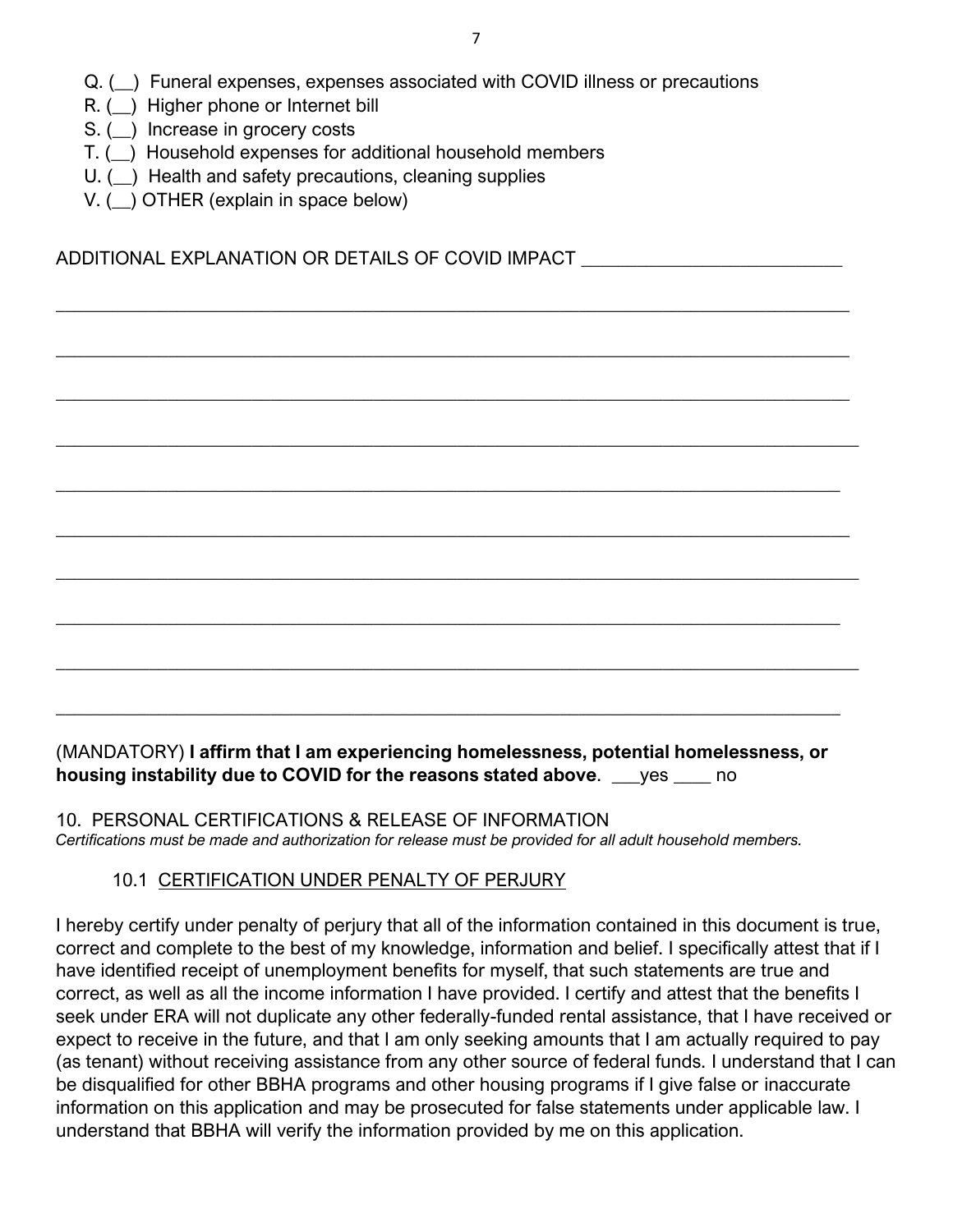Q. (__) Funeral expenses, expenses associated with COVID illness or precautions
R. (__) Higher phone or Internet bill
S. (__) Increase in grocery costs
T. (__) Household expenses for additional household members
U. (__) Health and safety precautions, cleaning supplies
V. (__) OTHER (explain in space below)

ADDITIONAL EXPLANATION OR DETAILS OF COVID IMPACT ___________________________

_______________________________________________________________________________

_______________________________________________________________________________

_______________________________________________________________________________

_______________________________________________________________________________

_______________________________________________________________________________

_______________________________________________________________________________

_______________________________________________________________________________

_______________________________________________________________________________

_______________________________________________________________________________

_______________________________________________________________________________

(MANDATORY) **I affirm that I am experiencing homelessness, potential homelessness, or housing instability due to COVID for the reasons stated above**. ___yes ____ no

## 10. PERSONAL CERTIFICATIONS & RELEASE OF INFORMATION

*Certifications must be made and authorization for release must be provided for all adult household members.*

### 10.1 <u>CERTIFICATION UNDER PENALTY OF PERJURY</u>

I hereby certify under penalty of perjury that all of the information contained in this document is true, correct and complete to the best of my knowledge, information and belief. I specifically attest that if I have identified receipt of unemployment benefits for myself, that such statements are true and correct, as well as all the income information I have provided. I certify and attest that the benefits I seek under ERA will not duplicate any other federally-funded rental assistance, that I have received or expect to receive in the future, and that I am only seeking amounts that I am actually required to pay (as tenant) without receiving assistance from any other source of federal funds. I understand that I can be disqualified for other BBHA programs and other housing programs if I give false or inaccurate information on this application and may be prosecuted for false statements under applicable law. I understand that BBHA will verify the information provided by me on this application.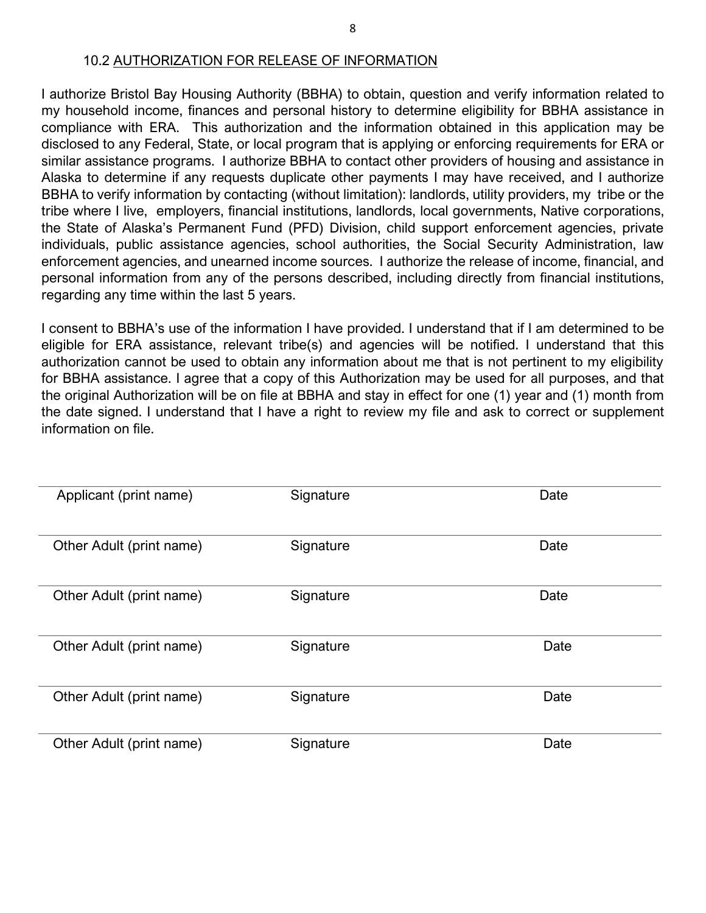## 10.2 AUTHORIZATION FOR RELEASE OF INFORMATION

I authorize Bristol Bay Housing Authority (BBHA) to obtain, question and verify information related to my household income, finances and personal history to determine eligibility for BBHA assistance in compliance with ERA. This authorization and the information obtained in this application may be disclosed to any Federal, State, or local program that is applying or enforcing requirements for ERA or similar assistance programs. I authorize BBHA to contact other providers of housing and assistance in Alaska to determine if any requests duplicate other payments I may have received, and I authorize BBHA to verify information by contacting (without limitation): landlords, utility providers, my tribe or the tribe where I live, employers, financial institutions, landlords, local governments, Native corporations, the State of Alaska's Permanent Fund (PFD) Division, child support enforcement agencies, private individuals, public assistance agencies, school authorities, the Social Security Administration, law enforcement agencies, and unearned income sources. I authorize the release of income, financial, and personal information from any of the persons described, including directly from financial institutions, regarding any time within the last 5 years.

I consent to BBHA's use of the information I have provided. I understand that if I am determined to be eligible for ERA assistance, relevant tribe(s) and agencies will be notified. I understand that this authorization cannot be used to obtain any information about me that is not pertinent to my eligibility for BBHA assistance. I agree that a copy of this Authorization may be used for all purposes, and that the original Authorization will be on file at BBHA and stay in effect for one (1) year and (1) month from the date signed. I understand that I have a right to review my file and ask to correct or supplement information on file.

| | | |
|---|---|---|
| Applicant (print name) | Signature | Date |
| Other Adult (print name) | Signature | Date |
| Other Adult (print name) | Signature | Date |
| Other Adult (print name) | Signature | Date |
| Other Adult (print name) | Signature | Date |
| Other Adult (print name) | Signature | Date |